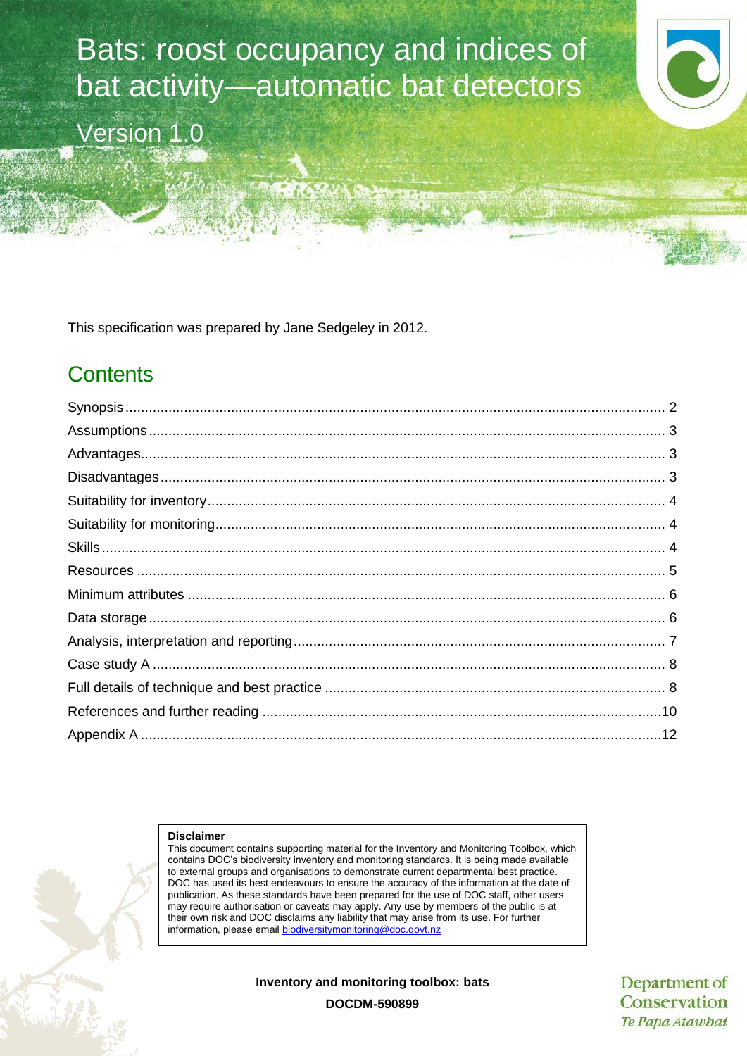# Bats: roost occupancy and indices of bat activity—automatic bat detectors

Version 1.0

This specification was prepared by Jane Sedgeley in 2012.

## Contents

Synopsis ........................................................................................................................................ 2

Assumptions .................................................................................................................................. 3

Advantages.................................................................................................................................... 3

Disadvantages ............................................................................................................................... 3

Suitability for inventory .................................................................................................................. 4

Suitability for monitoring ................................................................................................................ 4

Skills .............................................................................................................................................. 4

Resources ..................................................................................................................................... 5

Minimum attributes ........................................................................................................................ 6

Data storage .................................................................................................................................. 6

Analysis, interpretation and reporting ............................................................................................. 7

Case study A ................................................................................................................................. 8

Full details of technique and best practice ..................................................................................... 8

References and further reading .................................................................................................... 10

Appendix A ................................................................................................................................... 12

**Disclaimer**

This document contains supporting material for the Inventory and Monitoring Toolbox, which contains DOC's biodiversity inventory and monitoring standards. It is being made available to external groups and organisations to demonstrate current departmental best practice. DOC has used its best endeavours to ensure the accuracy of the information at the date of publication. As these standards have been prepared for the use of DOC staff, other users may require authorisation or caveats may apply. Any use by members of the public is at their own risk and DOC disclaims any liability that may arise from its use. For further information, please email biodiversitymonitoring@doc.govt.nz

**Inventory and monitoring toolbox: bats**

**DOCDM-590899**

Department of Conservation
*Te Papa Atawhai*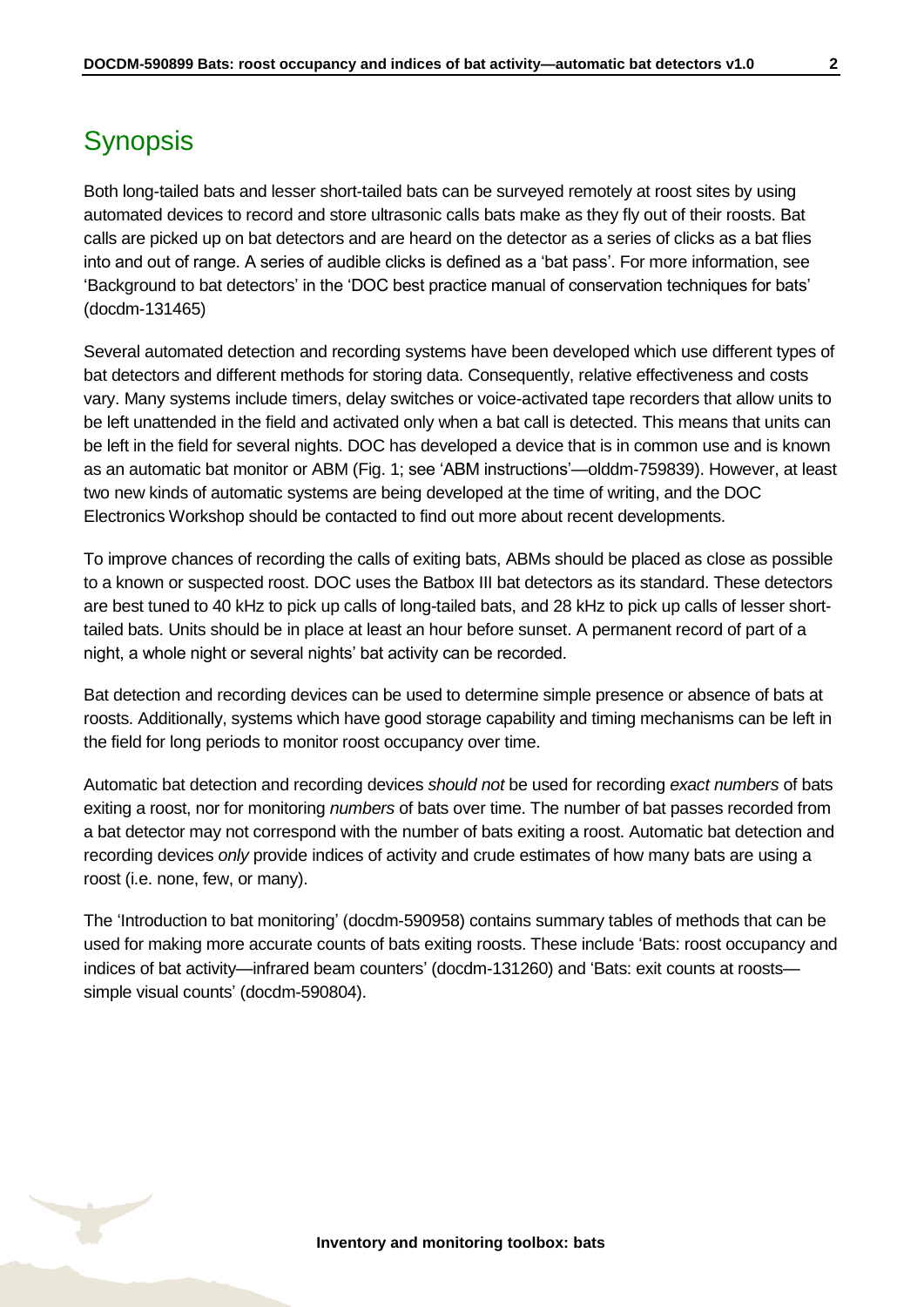# Synopsis

Both long-tailed bats and lesser short-tailed bats can be surveyed remotely at roost sites by using automated devices to record and store ultrasonic calls bats make as they fly out of their roosts. Bat calls are picked up on bat detectors and are heard on the detector as a series of clicks as a bat flies into and out of range. A series of audible clicks is defined as a 'bat pass'. For more information, see 'Background to bat detectors' in the 'DOC best practice manual of conservation techniques for bats' (docdm-131465)

Several automated detection and recording systems have been developed which use different types of bat detectors and different methods for storing data. Consequently, relative effectiveness and costs vary. Many systems include timers, delay switches or voice-activated tape recorders that allow units to be left unattended in the field and activated only when a bat call is detected. This means that units can be left in the field for several nights. DOC has developed a device that is in common use and is known as an automatic bat monitor or ABM (Fig. 1; see 'ABM instructions'—olddm-759839). However, at least two new kinds of automatic systems are being developed at the time of writing, and the DOC Electronics Workshop should be contacted to find out more about recent developments.

To improve chances of recording the calls of exiting bats, ABMs should be placed as close as possible to a known or suspected roost. DOC uses the Batbox III bat detectors as its standard. These detectors are best tuned to 40 kHz to pick up calls of long-tailed bats, and 28 kHz to pick up calls of lesser short-tailed bats. Units should be in place at least an hour before sunset. A permanent record of part of a night, a whole night or several nights' bat activity can be recorded.

Bat detection and recording devices can be used to determine simple presence or absence of bats at roosts. Additionally, systems which have good storage capability and timing mechanisms can be left in the field for long periods to monitor roost occupancy over time.

Automatic bat detection and recording devices *should not* be used for recording *exact numbers* of bats exiting a roost, nor for monitoring *numbers* of bats over time. The number of bat passes recorded from a bat detector may not correspond with the number of bats exiting a roost. Automatic bat detection and recording devices *only* provide indices of activity and crude estimates of how many bats are using a roost (i.e. none, few, or many).

The 'Introduction to bat monitoring' (docdm-590958) contains summary tables of methods that can be used for making more accurate counts of bats exiting roosts. These include 'Bats: roost occupancy and indices of bat activity—infrared beam counters' (docdm-131260) and 'Bats: exit counts at roosts—simple visual counts' (docdm-590804).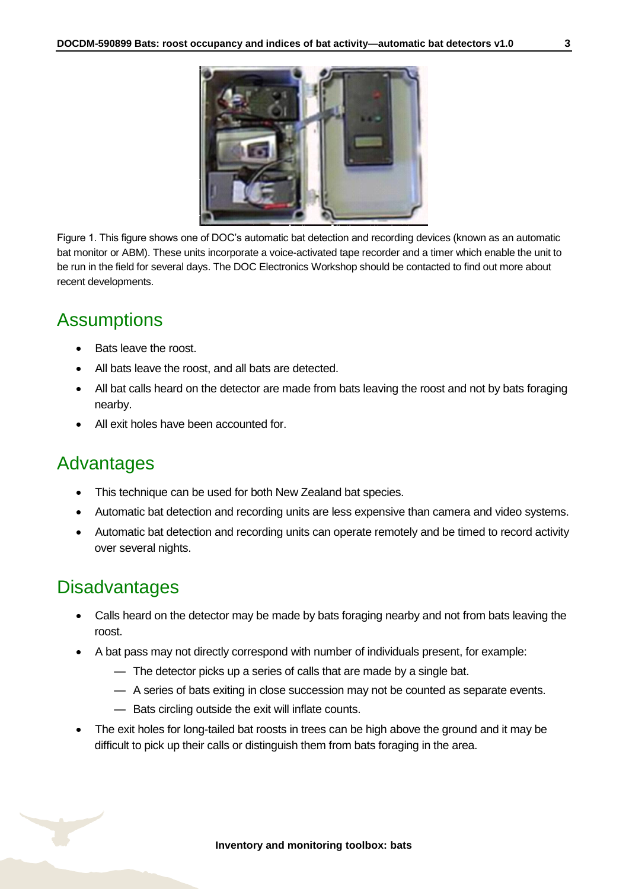Figure 1. This figure shows one of DOC's automatic bat detection and recording devices (known as an automatic bat monitor or ABM). These units incorporate a voice-activated tape recorder and a timer which enable the unit to be run in the field for several days. The DOC Electronics Workshop should be contacted to find out more about recent developments.

## Assumptions

- Bats leave the roost.
- All bats leave the roost, and all bats are detected.
- All bat calls heard on the detector are made from bats leaving the roost and not by bats foraging nearby.
- All exit holes have been accounted for.

## Advantages

- This technique can be used for both New Zealand bat species.
- Automatic bat detection and recording units are less expensive than camera and video systems.
- Automatic bat detection and recording units can operate remotely and be timed to record activity over several nights.

## Disadvantages

- Calls heard on the detector may be made by bats foraging nearby and not from bats leaving the roost.
- A bat pass may not directly correspond with number of individuals present, for example:
  - The detector picks up a series of calls that are made by a single bat.
  - A series of bats exiting in close succession may not be counted as separate events.
  - Bats circling outside the exit will inflate counts.
- The exit holes for long-tailed bat roosts in trees can be high above the ground and it may be difficult to pick up their calls or distinguish them from bats foraging in the area.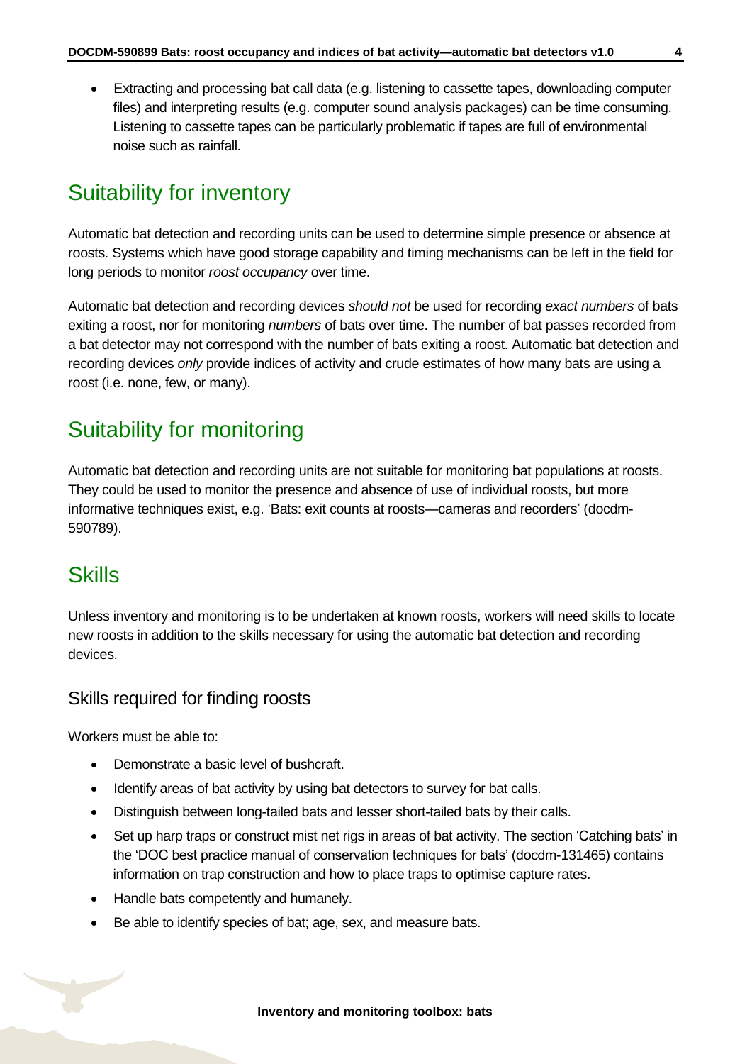- Extracting and processing bat call data (e.g. listening to cassette tapes, downloading computer files) and interpreting results (e.g. computer sound analysis packages) can be time consuming. Listening to cassette tapes can be particularly problematic if tapes are full of environmental noise such as rainfall.

## Suitability for inventory

Automatic bat detection and recording units can be used to determine simple presence or absence at roosts. Systems which have good storage capability and timing mechanisms can be left in the field for long periods to monitor *roost occupancy* over time.

Automatic bat detection and recording devices *should not* be used for recording *exact numbers* of bats exiting a roost, nor for monitoring *numbers* of bats over time. The number of bat passes recorded from a bat detector may not correspond with the number of bats exiting a roost. Automatic bat detection and recording devices *only* provide indices of activity and crude estimates of how many bats are using a roost (i.e. none, few, or many).

## Suitability for monitoring

Automatic bat detection and recording units are not suitable for monitoring bat populations at roosts. They could be used to monitor the presence and absence of use of individual roosts, but more informative techniques exist, e.g. 'Bats: exit counts at roosts—cameras and recorders' (docdm-590789).

## Skills

Unless inventory and monitoring is to be undertaken at known roosts, workers will need skills to locate new roosts in addition to the skills necessary for using the automatic bat detection and recording devices.

### Skills required for finding roosts

Workers must be able to:

- Demonstrate a basic level of bushcraft.
- Identify areas of bat activity by using bat detectors to survey for bat calls.
- Distinguish between long-tailed bats and lesser short-tailed bats by their calls.
- Set up harp traps or construct mist net rigs in areas of bat activity. The section 'Catching bats' in the 'DOC best practice manual of conservation techniques for bats' (docdm-131465) contains information on trap construction and how to place traps to optimise capture rates.
- Handle bats competently and humanely.
- Be able to identify species of bat; age, sex, and measure bats.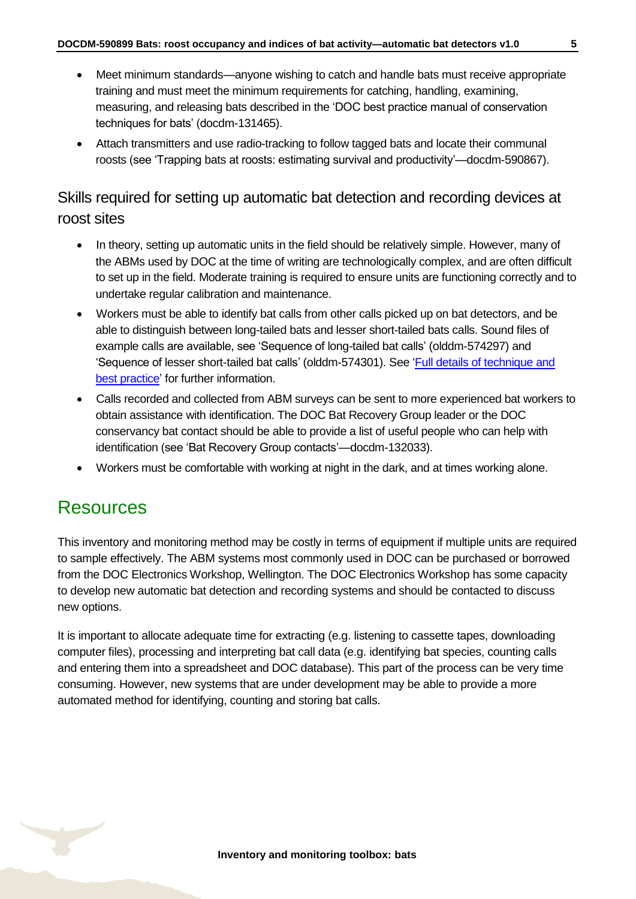- Meet minimum standards—anyone wishing to catch and handle bats must receive appropriate training and must meet the minimum requirements for catching, handling, examining, measuring, and releasing bats described in the 'DOC best practice manual of conservation techniques for bats' (docdm-131465).
- Attach transmitters and use radio-tracking to follow tagged bats and locate their communal roosts (see 'Trapping bats at roosts: estimating survival and productivity'—docdm-590867).

### Skills required for setting up automatic bat detection and recording devices at roost sites

- In theory, setting up automatic units in the field should be relatively simple. However, many of the ABMs used by DOC at the time of writing are technologically complex, and are often difficult to set up in the field. Moderate training is required to ensure units are functioning correctly and to undertake regular calibration and maintenance.
- Workers must be able to identify bat calls from other calls picked up on bat detectors, and be able to distinguish between long-tailed bats and lesser short-tailed bats calls. Sound files of example calls are available, see 'Sequence of long-tailed bat calls' (olddm-574297) and 'Sequence of lesser short-tailed bat calls' (olddm-574301). See '[Full details of technique and best practice]()' for further information.
- Calls recorded and collected from ABM surveys can be sent to more experienced bat workers to obtain assistance with identification. The DOC Bat Recovery Group leader or the DOC conservancy bat contact should be able to provide a list of useful people who can help with identification (see 'Bat Recovery Group contacts'—docdm-132033).
- Workers must be comfortable with working at night in the dark, and at times working alone.

## Resources

This inventory and monitoring method may be costly in terms of equipment if multiple units are required to sample effectively. The ABM systems most commonly used in DOC can be purchased or borrowed from the DOC Electronics Workshop, Wellington. The DOC Electronics Workshop has some capacity to develop new automatic bat detection and recording systems and should be contacted to discuss new options.

It is important to allocate adequate time for extracting (e.g. listening to cassette tapes, downloading computer files), processing and interpreting bat call data (e.g. identifying bat species, counting calls and entering them into a spreadsheet and DOC database). This part of the process can be very time consuming. However, new systems that are under development may be able to provide a more automated method for identifying, counting and storing bat calls.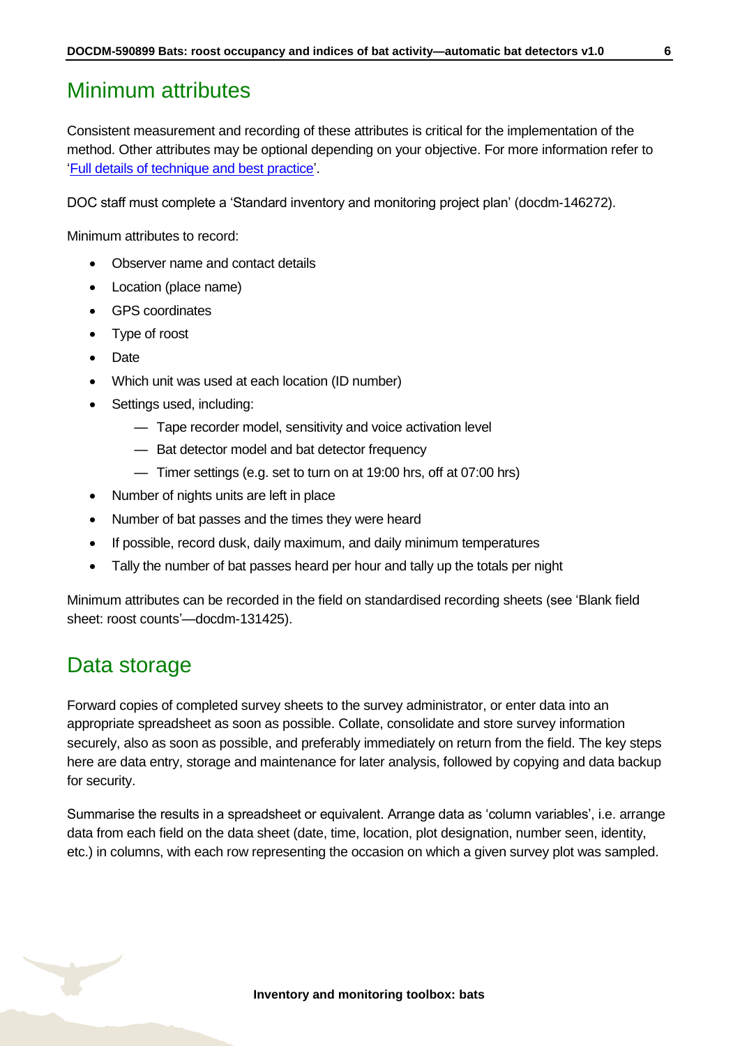## Minimum attributes

Consistent measurement and recording of these attributes is critical for the implementation of the method. Other attributes may be optional depending on your objective. For more information refer to '[Full details of technique and best practice](#)'.

DOC staff must complete a 'Standard inventory and monitoring project plan' (docdm-146272).

Minimum attributes to record:

- Observer name and contact details
- Location (place name)
- GPS coordinates
- Type of roost
- Date
- Which unit was used at each location (ID number)
- Settings used, including:
    - Tape recorder model, sensitivity and voice activation level
    - Bat detector model and bat detector frequency
    - Timer settings (e.g. set to turn on at 19:00 hrs, off at 07:00 hrs)
- Number of nights units are left in place
- Number of bat passes and the times they were heard
- If possible, record dusk, daily maximum, and daily minimum temperatures
- Tally the number of bat passes heard per hour and tally up the totals per night

Minimum attributes can be recorded in the field on standardised recording sheets (see 'Blank field sheet: roost counts'—docdm-131425).

## Data storage

Forward copies of completed survey sheets to the survey administrator, or enter data into an appropriate spreadsheet as soon as possible. Collate, consolidate and store survey information securely, also as soon as possible, and preferably immediately on return from the field. The key steps here are data entry, storage and maintenance for later analysis, followed by copying and data backup for security.

Summarise the results in a spreadsheet or equivalent. Arrange data as 'column variables', i.e. arrange data from each field on the data sheet (date, time, location, plot designation, number seen, identity, etc.) in columns, with each row representing the occasion on which a given survey plot was sampled.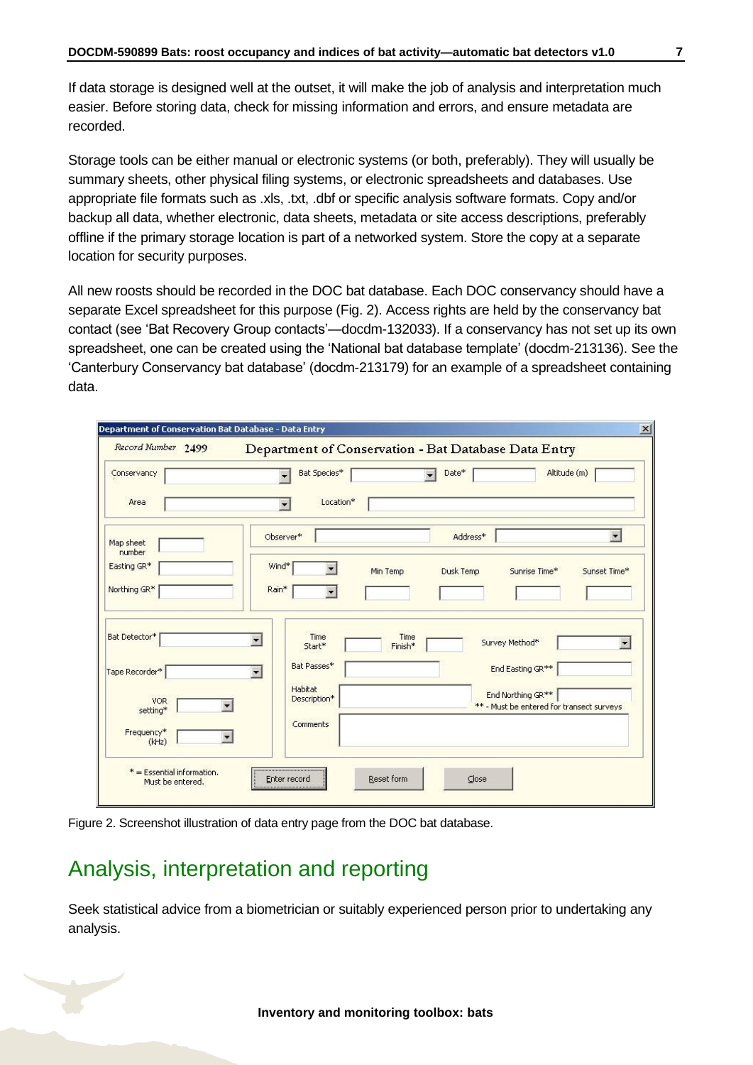If data storage is designed well at the outset, it will make the job of analysis and interpretation much easier. Before storing data, check for missing information and errors, and ensure metadata are recorded.

Storage tools can be either manual or electronic systems (or both, preferably). They will usually be summary sheets, other physical filing systems, or electronic spreadsheets and databases. Use appropriate file formats such as .xls, .txt, .dbf or specific analysis software formats. Copy and/or backup all data, whether electronic, data sheets, metadata or site access descriptions, preferably offline if the primary storage location is part of a networked system. Store the copy at a separate location for security purposes.

All new roosts should be recorded in the DOC bat database. Each DOC conservancy should have a separate Excel spreadsheet for this purpose (Fig. 2). Access rights are held by the conservancy bat contact (see 'Bat Recovery Group contacts'—docdm-132033). If a conservancy has not set up its own spreadsheet, one can be created using the 'National bat database template' (docdm-213136). See the 'Canterbury Conservancy bat database' (docdm-213179) for an example of a spreadsheet containing data.

Figure 2. Screenshot illustration of data entry page from the DOC bat database.

## Analysis, interpretation and reporting

Seek statistical advice from a biometrician or suitably experienced person prior to undertaking any analysis.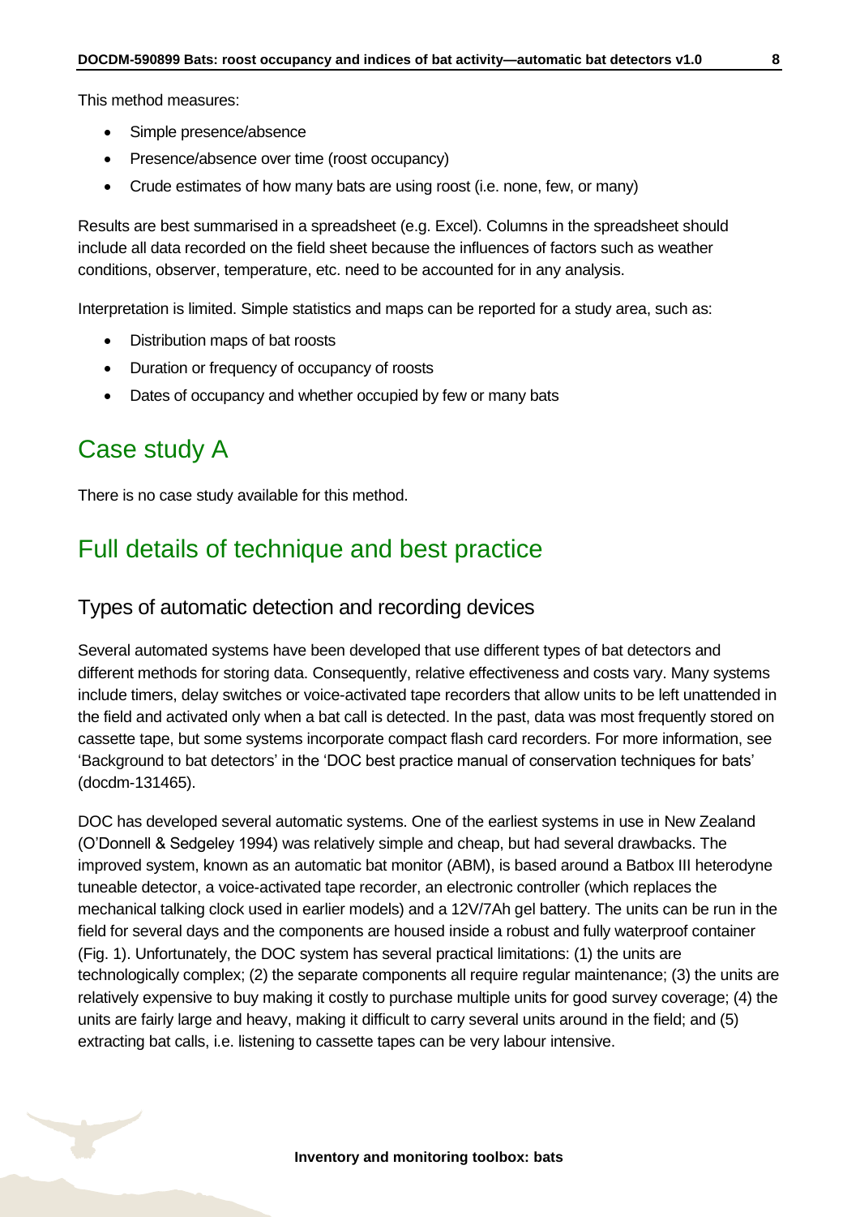This method measures:

- Simple presence/absence
- Presence/absence over time (roost occupancy)
- Crude estimates of how many bats are using roost (i.e. none, few, or many)

Results are best summarised in a spreadsheet (e.g. Excel). Columns in the spreadsheet should include all data recorded on the field sheet because the influences of factors such as weather conditions, observer, temperature, etc. need to be accounted for in any analysis.

Interpretation is limited. Simple statistics and maps can be reported for a study area, such as:

- Distribution maps of bat roosts
- Duration or frequency of occupancy of roosts
- Dates of occupancy and whether occupied by few or many bats

## Case study A

There is no case study available for this method.

## Full details of technique and best practice

### Types of automatic detection and recording devices

Several automated systems have been developed that use different types of bat detectors and different methods for storing data. Consequently, relative effectiveness and costs vary. Many systems include timers, delay switches or voice-activated tape recorders that allow units to be left unattended in the field and activated only when a bat call is detected. In the past, data was most frequently stored on cassette tape, but some systems incorporate compact flash card recorders. For more information, see 'Background to bat detectors' in the 'DOC best practice manual of conservation techniques for bats' (docdm-131465).

DOC has developed several automatic systems. One of the earliest systems in use in New Zealand (O'Donnell & Sedgeley 1994) was relatively simple and cheap, but had several drawbacks. The improved system, known as an automatic bat monitor (ABM), is based around a Batbox III heterodyne tuneable detector, a voice-activated tape recorder, an electronic controller (which replaces the mechanical talking clock used in earlier models) and a 12V/7Ah gel battery. The units can be run in the field for several days and the components are housed inside a robust and fully waterproof container (Fig. 1). Unfortunately, the DOC system has several practical limitations: (1) the units are technologically complex; (2) the separate components all require regular maintenance; (3) the units are relatively expensive to buy making it costly to purchase multiple units for good survey coverage; (4) the units are fairly large and heavy, making it difficult to carry several units around in the field; and (5) extracting bat calls, i.e. listening to cassette tapes can be very labour intensive.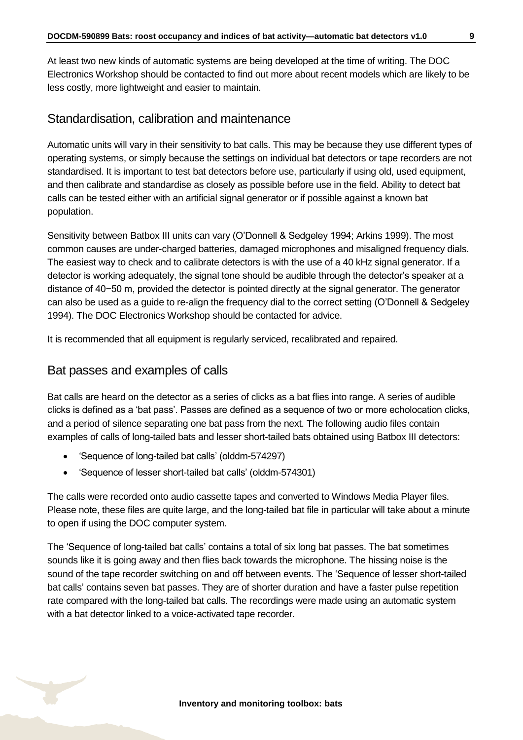At least two new kinds of automatic systems are being developed at the time of writing. The DOC Electronics Workshop should be contacted to find out more about recent models which are likely to be less costly, more lightweight and easier to maintain.

## Standardisation, calibration and maintenance

Automatic units will vary in their sensitivity to bat calls. This may be because they use different types of operating systems, or simply because the settings on individual bat detectors or tape recorders are not standardised. It is important to test bat detectors before use, particularly if using old, used equipment, and then calibrate and standardise as closely as possible before use in the field. Ability to detect bat calls can be tested either with an artificial signal generator or if possible against a known bat population.

Sensitivity between Batbox III units can vary (O'Donnell & Sedgeley 1994; Arkins 1999). The most common causes are under-charged batteries, damaged microphones and misaligned frequency dials. The easiest way to check and to calibrate detectors is with the use of a 40 kHz signal generator. If a detector is working adequately, the signal tone should be audible through the detector's speaker at a distance of 40−50 m, provided the detector is pointed directly at the signal generator. The generator can also be used as a guide to re-align the frequency dial to the correct setting (O'Donnell & Sedgeley 1994). The DOC Electronics Workshop should be contacted for advice.

It is recommended that all equipment is regularly serviced, recalibrated and repaired.

## Bat passes and examples of calls

Bat calls are heard on the detector as a series of clicks as a bat flies into range. A series of audible clicks is defined as a 'bat pass'. Passes are defined as a sequence of two or more echolocation clicks, and a period of silence separating one bat pass from the next. The following audio files contain examples of calls of long-tailed bats and lesser short-tailed bats obtained using Batbox III detectors:

- 'Sequence of long-tailed bat calls' (olddm-574297)
- 'Sequence of lesser short-tailed bat calls' (olddm-574301)

The calls were recorded onto audio cassette tapes and converted to Windows Media Player files. Please note, these files are quite large, and the long-tailed bat file in particular will take about a minute to open if using the DOC computer system.

The 'Sequence of long-tailed bat calls' contains a total of six long bat passes. The bat sometimes sounds like it is going away and then flies back towards the microphone. The hissing noise is the sound of the tape recorder switching on and off between events. The 'Sequence of lesser short-tailed bat calls' contains seven bat passes. They are of shorter duration and have a faster pulse repetition rate compared with the long-tailed bat calls. The recordings were made using an automatic system with a bat detector linked to a voice-activated tape recorder.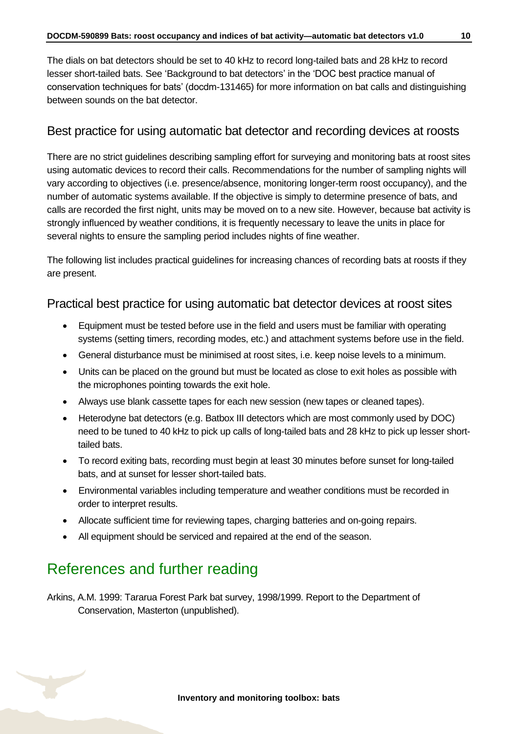The dials on bat detectors should be set to 40 kHz to record long-tailed bats and 28 kHz to record lesser short-tailed bats. See 'Background to bat detectors' in the 'DOC best practice manual of conservation techniques for bats' (docdm-131465) for more information on bat calls and distinguishing between sounds on the bat detector.

## Best practice for using automatic bat detector and recording devices at roosts

There are no strict guidelines describing sampling effort for surveying and monitoring bats at roost sites using automatic devices to record their calls. Recommendations for the number of sampling nights will vary according to objectives (i.e. presence/absence, monitoring longer-term roost occupancy), and the number of automatic systems available. If the objective is simply to determine presence of bats, and calls are recorded the first night, units may be moved on to a new site. However, because bat activity is strongly influenced by weather conditions, it is frequently necessary to leave the units in place for several nights to ensure the sampling period includes nights of fine weather.

The following list includes practical guidelines for increasing chances of recording bats at roosts if they are present.

## Practical best practice for using automatic bat detector devices at roost sites

- Equipment must be tested before use in the field and users must be familiar with operating systems (setting timers, recording modes, etc.) and attachment systems before use in the field.
- General disturbance must be minimised at roost sites, i.e. keep noise levels to a minimum.
- Units can be placed on the ground but must be located as close to exit holes as possible with the microphones pointing towards the exit hole.
- Always use blank cassette tapes for each new session (new tapes or cleaned tapes).
- Heterodyne bat detectors (e.g. Batbox III detectors which are most commonly used by DOC) need to be tuned to 40 kHz to pick up calls of long-tailed bats and 28 kHz to pick up lesser short-tailed bats.
- To record exiting bats, recording must begin at least 30 minutes before sunset for long-tailed bats, and at sunset for lesser short-tailed bats.
- Environmental variables including temperature and weather conditions must be recorded in order to interpret results.
- Allocate sufficient time for reviewing tapes, charging batteries and on-going repairs.
- All equipment should be serviced and repaired at the end of the season.

# References and further reading

Arkins, A.M. 1999: Tararua Forest Park bat survey, 1998/1999. Report to the Department of Conservation, Masterton (unpublished).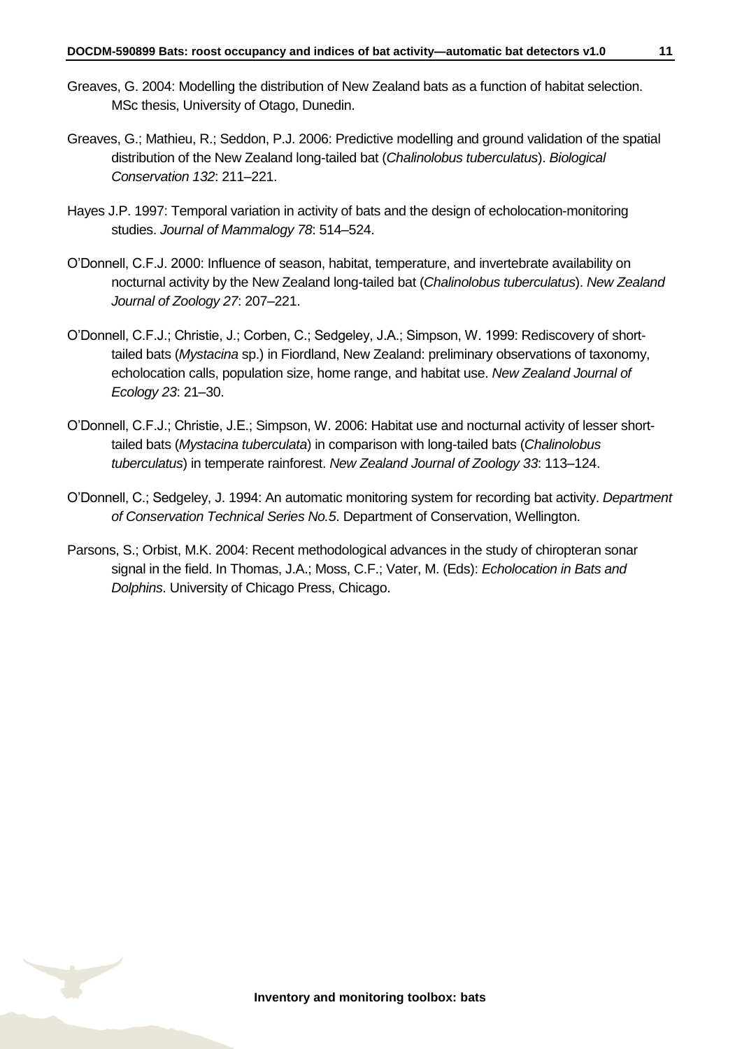Greaves, G. 2004: Modelling the distribution of New Zealand bats as a function of habitat selection. MSc thesis, University of Otago, Dunedin.

Greaves, G.; Mathieu, R.; Seddon, P.J. 2006: Predictive modelling and ground validation of the spatial distribution of the New Zealand long-tailed bat (*Chalinolobus tuberculatus*). *Biological Conservation 132*: 211–221.

Hayes J.P. 1997: Temporal variation in activity of bats and the design of echolocation-monitoring studies. *Journal of Mammalogy 78*: 514–524.

O'Donnell, C.F.J. 2000: Influence of season, habitat, temperature, and invertebrate availability on nocturnal activity by the New Zealand long-tailed bat (*Chalinolobus tuberculatus*). *New Zealand Journal of Zoology 27*: 207–221.

O'Donnell, C.F.J.; Christie, J.; Corben, C.; Sedgeley, J.A.; Simpson, W. 1999: Rediscovery of short-tailed bats (*Mystacina* sp.) in Fiordland, New Zealand: preliminary observations of taxonomy, echolocation calls, population size, home range, and habitat use. *New Zealand Journal of Ecology 23*: 21–30.

O'Donnell, C.F.J.; Christie, J.E.; Simpson, W. 2006: Habitat use and nocturnal activity of lesser short-tailed bats (*Mystacina tuberculata*) in comparison with long-tailed bats (*Chalinolobus tuberculatus*) in temperate rainforest. *New Zealand Journal of Zoology 33*: 113–124.

O'Donnell, C.; Sedgeley, J. 1994: An automatic monitoring system for recording bat activity. *Department of Conservation Technical Series No.5*. Department of Conservation, Wellington.

Parsons, S.; Orbist, M.K. 2004: Recent methodological advances in the study of chiropteran sonar signal in the field. In Thomas, J.A.; Moss, C.F.; Vater, M. (Eds): *Echolocation in Bats and Dolphins*. University of Chicago Press, Chicago.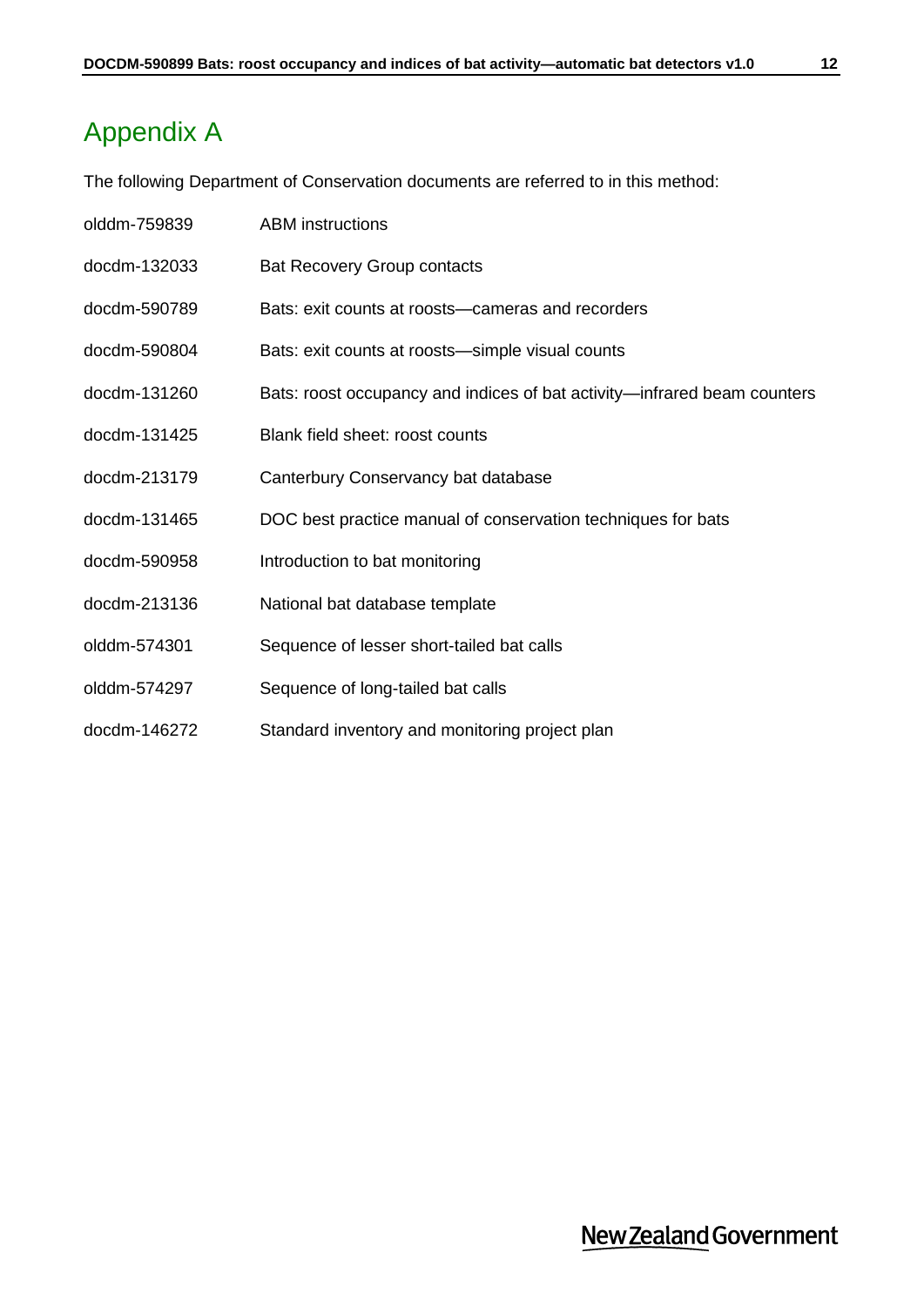# Appendix A

The following Department of Conservation documents are referred to in this method:

| | |
|---|---|
| olddm-759839 | ABM instructions |
| docdm-132033 | Bat Recovery Group contacts |
| docdm-590789 | Bats: exit counts at roosts—cameras and recorders |
| docdm-590804 | Bats: exit counts at roosts—simple visual counts |
| docdm-131260 | Bats: roost occupancy and indices of bat activity—infrared beam counters |
| docdm-131425 | Blank field sheet: roost counts |
| docdm-213179 | Canterbury Conservancy bat database |
| docdm-131465 | DOC best practice manual of conservation techniques for bats |
| docdm-590958 | Introduction to bat monitoring |
| docdm-213136 | National bat database template |
| olddm-574301 | Sequence of lesser short-tailed bat calls |
| olddm-574297 | Sequence of long-tailed bat calls |
| docdm-146272 | Standard inventory and monitoring project plan |